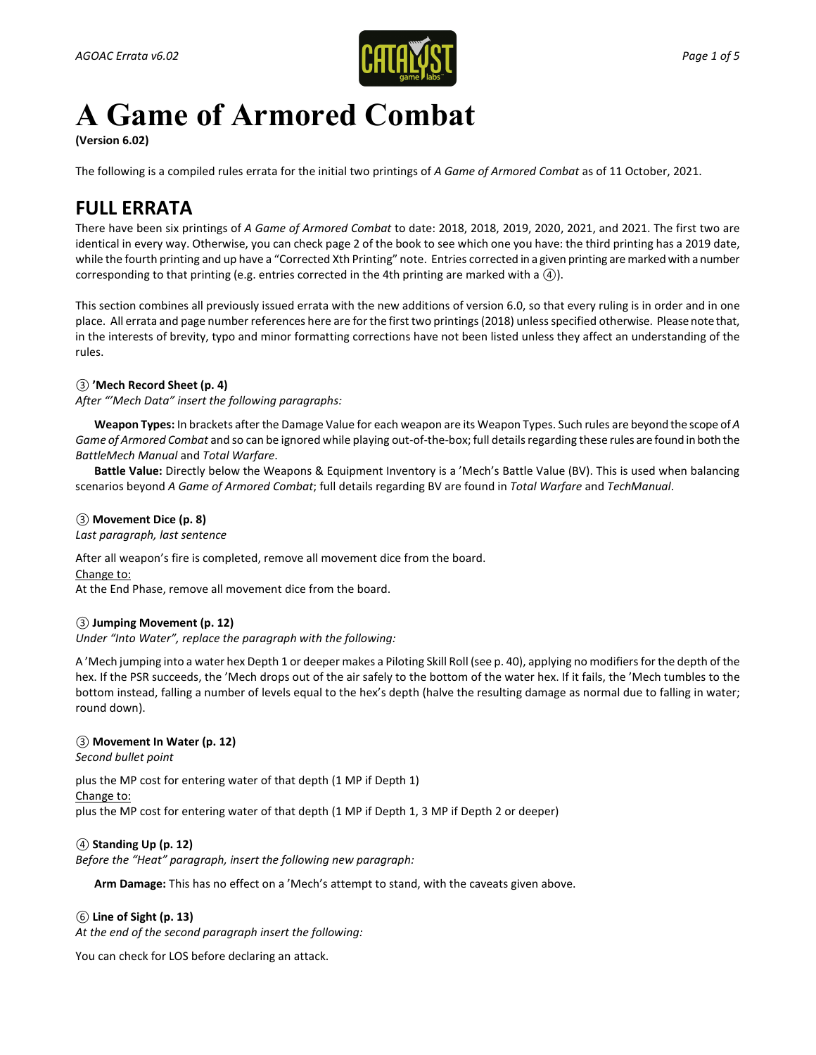# A Game of Armored Combat

**(Version 6.02)**

The following is a compiled rules errata for the initial two printings of *A Game of Armored Combat* as of 11 October, 2021.

## FULL ERRATA

There have been six printings of *A Game of Armored Combat* to date: 2018, 2018, 2019, 2020, 2021, and 2021. The first two are identical in every way. Otherwise, you can check page 2 of the book to see which one you have: the third printing has a 2019 date, while the fourth printing and up have a "Corrected Xth Printing" note. Entries corrected in a given printing are marked with a number corresponding to that printing (e.g. entries corrected in the 4th printing are marked with a ④).

This section combines all previously issued errata with the new additions of version 6.0, so that every ruling is in order and in one place. All errata and page number references here are for the first two printings (2018) unless specified otherwise. Please note that, in the interests of brevity, typo and minor formatting corrections have not been listed unless they affect an understanding of the rules.

**③ 'Mech Record Sheet (p. 4)**

*After "'Mech Data" insert the following paragraphs:*

**Weapon Types:** In brackets after the Damage Value for each weapon are its Weapon Types. Such rules are beyond the scope of *A Game of Armored Combat* and so can be ignored while playing out-of-the-box; full details regarding these rules are found in both the *BattleMech Manual* and *Total Warfare*.

**Battle Value:** Directly below the Weapons & Equipment Inventory is a 'Mech's Battle Value (BV). This is used when balancing scenarios beyond *A Game of Armored Combat*; full details regarding BV are found in *Total Warfare* and *TechManual*.

**③ Movement Dice (p. 8)**

*Last paragraph, last sentence*

After all weapon's fire is completed, remove all movement dice from the board.

Change to:

At the End Phase, remove all movement dice from the board.

**③ Jumping Movement (p. 12)**

*Under "Into Water", replace the paragraph with the following:*

A 'Mech jumping into a water hex Depth 1 or deeper makes a Piloting Skill Roll (see p. 40), applying no modifiers for the depth of the hex. If the PSR succeeds, the 'Mech drops out of the air safely to the bottom of the water hex. If it fails, the 'Mech tumbles to the bottom instead, falling a number of levels equal to the hex's depth (halve the resulting damage as normal due to falling in water; round down).

**③ Movement In Water (p. 12)**

*Second bullet point*

plus the MP cost for entering water of that depth (1 MP if Depth 1)

Change to:

plus the MP cost for entering water of that depth (1 MP if Depth 1, 3 MP if Depth 2 or deeper)

**④ Standing Up (p. 12)**

*Before the "Heat" paragraph, insert the following new paragraph:*

**Arm Damage:** This has no effect on a 'Mech's attempt to stand, with the caveats given above.

**⑥ Line of Sight (p. 13)**

*At the end of the second paragraph insert the following:*

You can check for LOS before declaring an attack.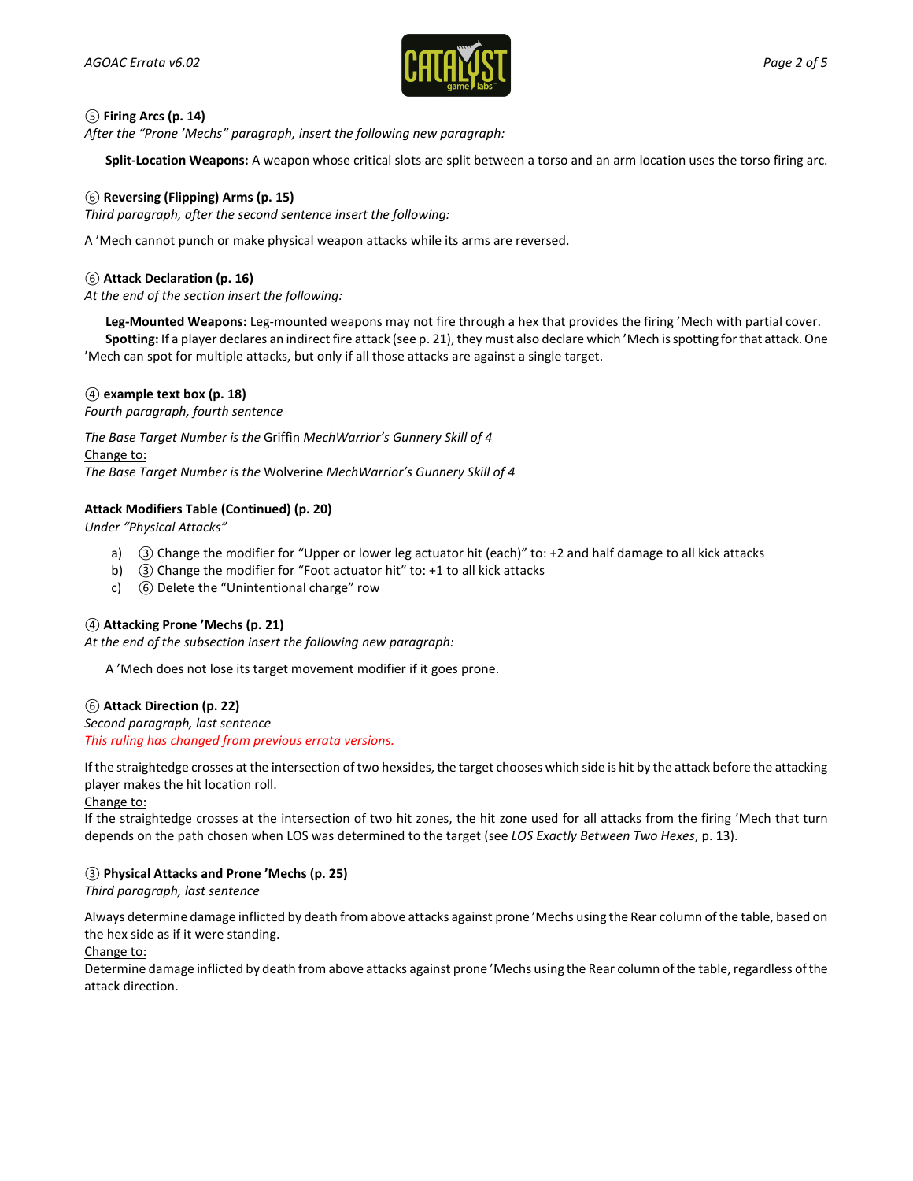⑤ **Firing Arcs (p. 14)**

*After the "Prone 'Mechs" paragraph, insert the following new paragraph:*

**Split-Location Weapons:** A weapon whose critical slots are split between a torso and an arm location uses the torso firing arc.

⑥ **Reversing (Flipping) Arms (p. 15)**

*Third paragraph, after the second sentence insert the following:*

A 'Mech cannot punch or make physical weapon attacks while its arms are reversed.

⑥ **Attack Declaration (p. 16)**

*At the end of the section insert the following:*

**Leg-Mounted Weapons:** Leg-mounted weapons may not fire through a hex that provides the firing 'Mech with partial cover.
**Spotting:** If a player declares an indirect fire attack (see p. 21), they must also declare which 'Mech is spotting for that attack. One 'Mech can spot for multiple attacks, but only if all those attacks are against a single target.

④ **example text box (p. 18)**

*Fourth paragraph, fourth sentence*

*The Base Target Number is the* Griffin *MechWarrior's Gunnery Skill of 4*
Change to:
*The Base Target Number is the* Wolverine *MechWarrior's Gunnery Skill of 4*

**Attack Modifiers Table (Continued) (p. 20)**

*Under "Physical Attacks"*

a) ③ Change the modifier for "Upper or lower leg actuator hit (each)" to: +2 and half damage to all kick attacks
b) ③ Change the modifier for "Foot actuator hit" to: +1 to all kick attacks
c) ⑥ Delete the "Unintentional charge" row

④ **Attacking Prone 'Mechs (p. 21)**

*At the end of the subsection insert the following new paragraph:*

A 'Mech does not lose its target movement modifier if it goes prone.

⑥ **Attack Direction (p. 22)**

*Second paragraph, last sentence*
*This ruling has changed from previous errata versions.*

If the straightedge crosses at the intersection of two hexsides, the target chooses which side is hit by the attack before the attacking player makes the hit location roll.
Change to:
If the straightedge crosses at the intersection of two hit zones, the hit zone used for all attacks from the firing 'Mech that turn depends on the path chosen when LOS was determined to the target (see *LOS Exactly Between Two Hexes*, p. 13).

③ **Physical Attacks and Prone 'Mechs (p. 25)**

*Third paragraph, last sentence*

Always determine damage inflicted by death from above attacks against prone 'Mechs using the Rear column of the table, based on the hex side as if it were standing.
Change to:
Determine damage inflicted by death from above attacks against prone 'Mechs using the Rear column of the table, regardless of the attack direction.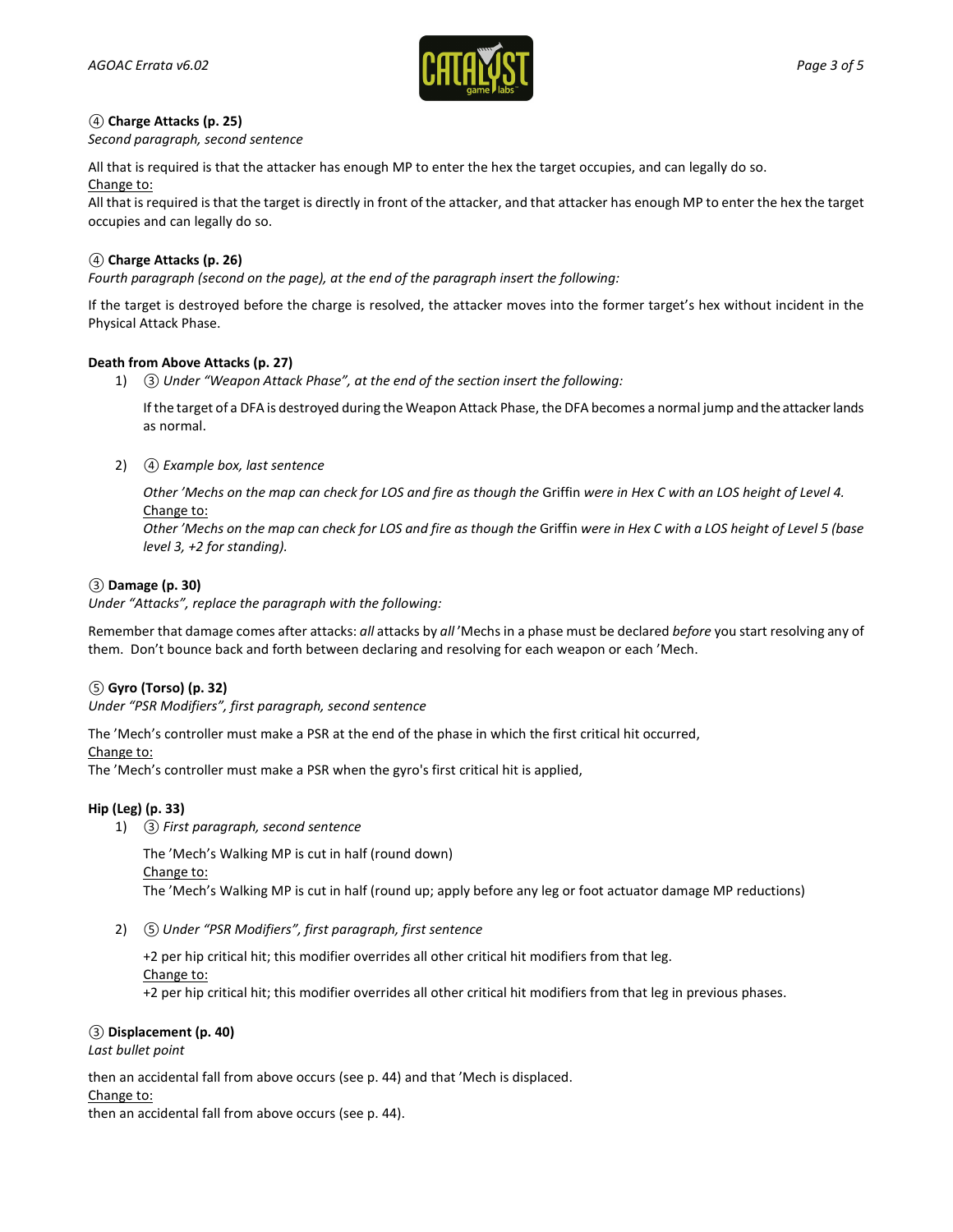**④ Charge Attacks (p. 25)**
*Second paragraph, second sentence*

All that is required is that the attacker has enough MP to enter the hex the target occupies, and can legally do so.
Change to:
All that is required is that the target is directly in front of the attacker, and that attacker has enough MP to enter the hex the target occupies and can legally do so.

**④ Charge Attacks (p. 26)**
*Fourth paragraph (second on the page), at the end of the paragraph insert the following:*

If the target is destroyed before the charge is resolved, the attacker moves into the former target's hex without incident in the Physical Attack Phase.

**Death from Above Attacks (p. 27)**

1) ③ *Under "Weapon Attack Phase", at the end of the section insert the following:*

   If the target of a DFA is destroyed during the Weapon Attack Phase, the DFA becomes a normal jump and the attacker lands as normal.

2) ④ *Example box, last sentence*

   *Other 'Mechs on the map can check for LOS and fire as though the* Griffin *were in Hex C with an LOS height of Level 4.*
   Change to:
   *Other 'Mechs on the map can check for LOS and fire as though the* Griffin *were in Hex C with a LOS height of Level 5 (base level 3, +2 for standing).*

**③ Damage (p. 30)**
*Under "Attacks", replace the paragraph with the following:*

Remember that damage comes after attacks: *all* attacks by *all* 'Mechs in a phase must be declared *before* you start resolving any of them. Don't bounce back and forth between declaring and resolving for each weapon or each 'Mech.

**⑤ Gyro (Torso) (p. 32)**
*Under "PSR Modifiers", first paragraph, second sentence*

The 'Mech's controller must make a PSR at the end of the phase in which the first critical hit occurred,
Change to:
The 'Mech's controller must make a PSR when the gyro's first critical hit is applied,

**Hip (Leg) (p. 33)**

1) ③ *First paragraph, second sentence*

   The 'Mech's Walking MP is cut in half (round down)
   Change to:
   The 'Mech's Walking MP is cut in half (round up; apply before any leg or foot actuator damage MP reductions)

2) ⑤ *Under "PSR Modifiers", first paragraph, first sentence*

   +2 per hip critical hit; this modifier overrides all other critical hit modifiers from that leg.
   Change to:
   +2 per hip critical hit; this modifier overrides all other critical hit modifiers from that leg in previous phases.

**③ Displacement (p. 40)**
*Last bullet point*

then an accidental fall from above occurs (see p. 44) and that 'Mech is displaced.
Change to:
then an accidental fall from above occurs (see p. 44).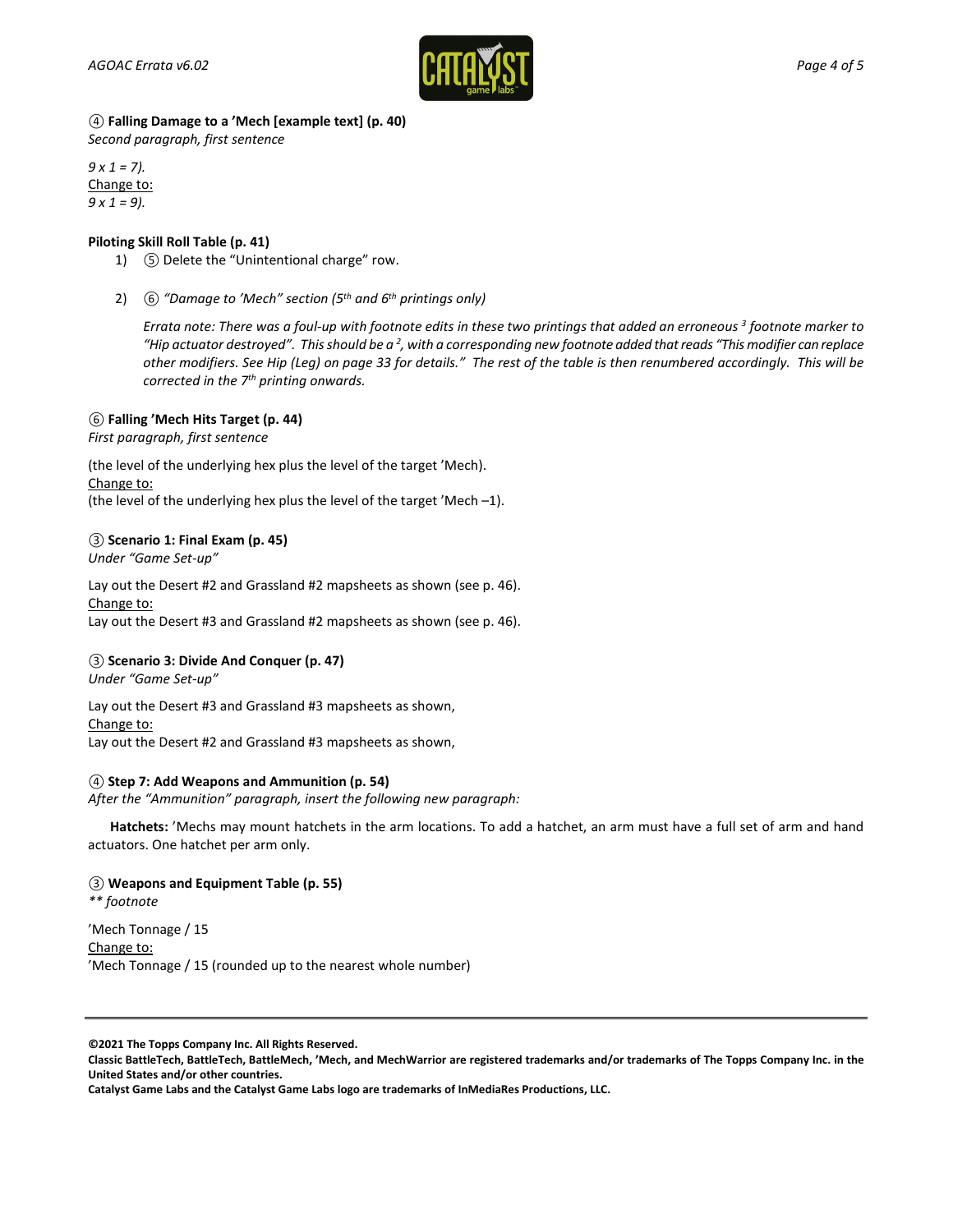**④ Falling Damage to a ’Mech [example text] (p. 40)**
*Second paragraph, first sentence*

*9 x 1 = 7).*
Change to:
*9 x 1 = 9).*

**Piloting Skill Roll Table (p. 41)**

1) ⑤ Delete the “Unintentional charge” row.

2) ⑥ *“Damage to ’Mech” section (5th and 6th printings only)*

   *Errata note: There was a foul-up with footnote edits in these two printings that added an erroneous [3] footnote marker to “Hip actuator destroyed”. This should be a [2], with a corresponding new footnote added that reads “This modifier can replace other modifiers. See Hip (Leg) on page 33 for details.” The rest of the table is then renumbered accordingly. This will be corrected in the 7th printing onwards.*

**⑥ Falling ’Mech Hits Target (p. 44)**
*First paragraph, first sentence*

(the level of the underlying hex plus the level of the target ’Mech).
Change to:
(the level of the underlying hex plus the level of the target ’Mech –1).

**③ Scenario 1: Final Exam (p. 45)**
*Under “Game Set-up”*

Lay out the Desert #2 and Grassland #2 mapsheets as shown (see p. 46).
Change to:
Lay out the Desert #3 and Grassland #2 mapsheets as shown (see p. 46).

**③ Scenario 3: Divide And Conquer (p. 47)**
*Under “Game Set-up”*

Lay out the Desert #3 and Grassland #3 mapsheets as shown,
Change to:
Lay out the Desert #2 and Grassland #3 mapsheets as shown,

**④ Step 7: Add Weapons and Ammunition (p. 54)**
*After the “Ammunition” paragraph, insert the following new paragraph:*

**Hatchets:** ’Mechs may mount hatchets in the arm locations. To add a hatchet, an arm must have a full set of arm and hand actuators. One hatchet per arm only.

**③ Weapons and Equipment Table (p. 55)**
*** footnote*

’Mech Tonnage / 15
Change to:
’Mech Tonnage / 15 (rounded up to the nearest whole number)

**©2021 The Topps Company Inc. All Rights Reserved.**
**Classic BattleTech, BattleTech, BattleMech, ’Mech, and MechWarrior are registered trademarks and/or trademarks of The Topps Company Inc. in the United States and/or other countries.**
**Catalyst Game Labs and the Catalyst Game Labs logo are trademarks of InMediaRes Productions, LLC.**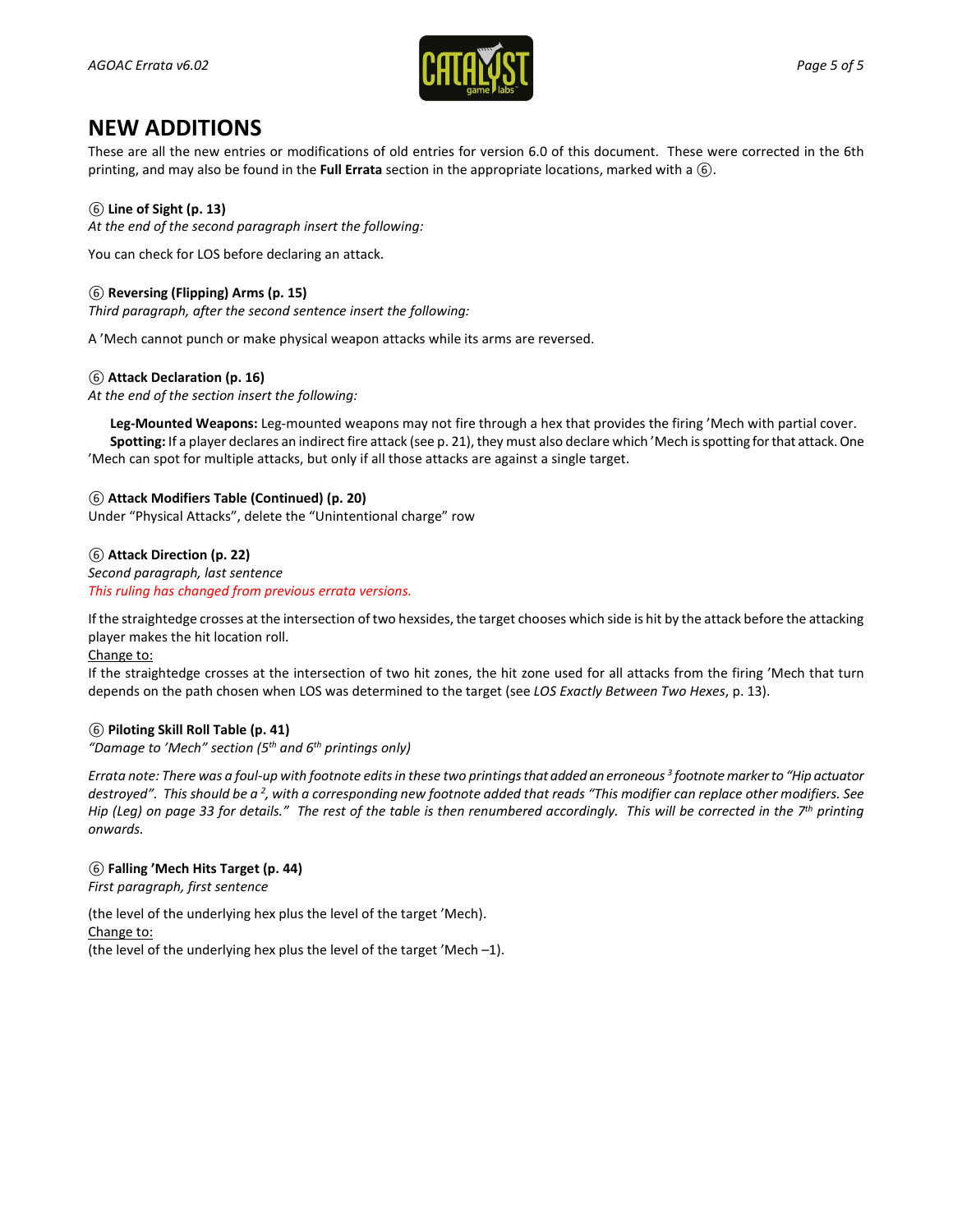# NEW ADDITIONS

These are all the new entries or modifications of old entries for version 6.0 of this document. These were corrected in the 6th printing, and may also be found in the **Full Errata** section in the appropriate locations, marked with a ⑥.

### ⑥ Line of Sight (p. 13)

*At the end of the second paragraph insert the following:*

You can check for LOS before declaring an attack.

### ⑥ Reversing (Flipping) Arms (p. 15)

*Third paragraph, after the second sentence insert the following:*

A ’Mech cannot punch or make physical weapon attacks while its arms are reversed.

### ⑥ Attack Declaration (p. 16)

*At the end of the section insert the following:*

**Leg-Mounted Weapons:** Leg-mounted weapons may not fire through a hex that provides the firing ’Mech with partial cover.

**Spotting:** If a player declares an indirect fire attack (see p. 21), they must also declare which ’Mech is spotting for that attack. One ’Mech can spot for multiple attacks, but only if all those attacks are against a single target.

### ⑥ Attack Modifiers Table (Continued) (p. 20)

Under “Physical Attacks”, delete the “Unintentional charge” row

### ⑥ Attack Direction (p. 22)

*Second paragraph, last sentence*

*This ruling has changed from previous errata versions.*

If the straightedge crosses at the intersection of two hexsides, the target chooses which side is hit by the attack before the attacking player makes the hit location roll.

Change to:

If the straightedge crosses at the intersection of two hit zones, the hit zone used for all attacks from the firing ’Mech that turn depends on the path chosen when LOS was determined to the target (see *LOS Exactly Between Two Hexes*, p. 13).

### ⑥ Piloting Skill Roll Table (p. 41)

*“Damage to ’Mech” section (5th and 6th printings only)*

*Errata note: There was a foul-up with footnote edits in these two printings that added an erroneous [3] footnote marker to “Hip actuator destroyed”. This should be a [2], with a corresponding new footnote added that reads “This modifier can replace other modifiers. See Hip (Leg) on page 33 for details.” The rest of the table is then renumbered accordingly. This will be corrected in the 7th printing onwards.*

### ⑥ Falling ’Mech Hits Target (p. 44)

*First paragraph, first sentence*

(the level of the underlying hex plus the level of the target ’Mech).

Change to:

(the level of the underlying hex plus the level of the target ’Mech –1).